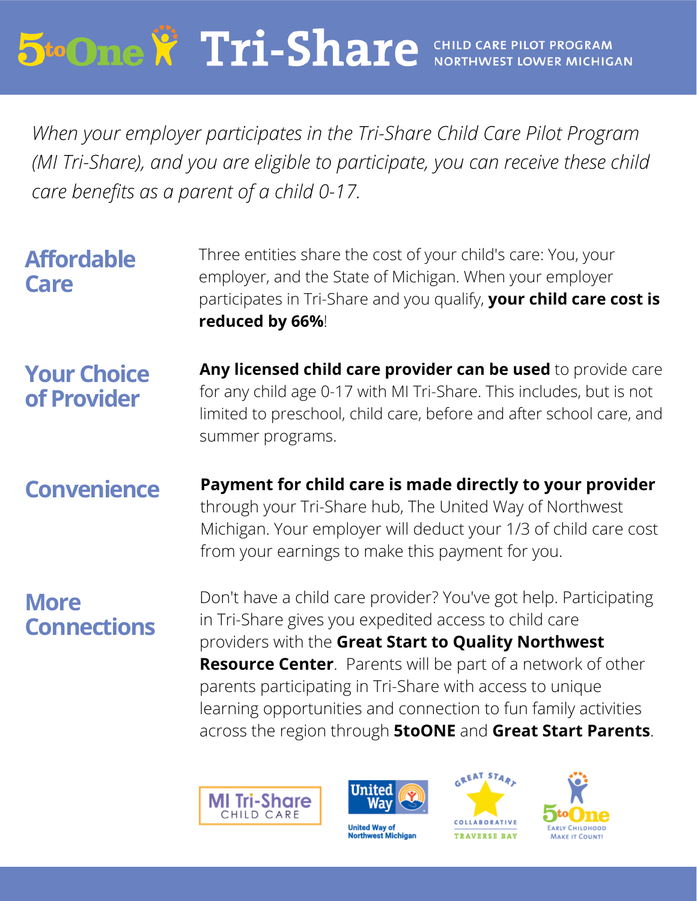# 5toOne Tri-Share

CHILD CARE PILOT PROGRAM
NORTHWEST LOWER MICHIGAN

*When your employer participates in the Tri-Share Child Care Pilot Program (MI Tri-Share), and you are eligible to participate, you can receive these child care benefits as a parent of a child 0-17.*

## Affordable Care

Three entities share the cost of your child's care: You, your employer, and the State of Michigan. When your employer participates in Tri-Share and you qualify, **your child care cost is reduced by 66%**!

## Your Choice of Provider

**Any licensed child care provider can be used** to provide care for any child age 0-17 with MI Tri-Share. This includes, but is not limited to preschool, child care, before and after school care, and summer programs.

## Convenience

**Payment for child care is made directly to your provider** through your Tri-Share hub, The United Way of Northwest Michigan. Your employer will deduct your 1/3 of child care cost from your earnings to make this payment for you.

## More Connections

Don't have a child care provider? You've got help. Participating in Tri-Share gives you expedited access to child care providers with the **Great Start to Quality Northwest Resource Center**. Parents will be part of a network of other parents participating in Tri-Share with access to unique learning opportunities and connection to fun family activities across the region through **5toONE** and **Great Start Parents**.

MI Tri-Share CHILD CARE | United Way of Northwest Michigan | Great Start Collaborative Traverse Bay | 5toOne Early Childhood Make It Count!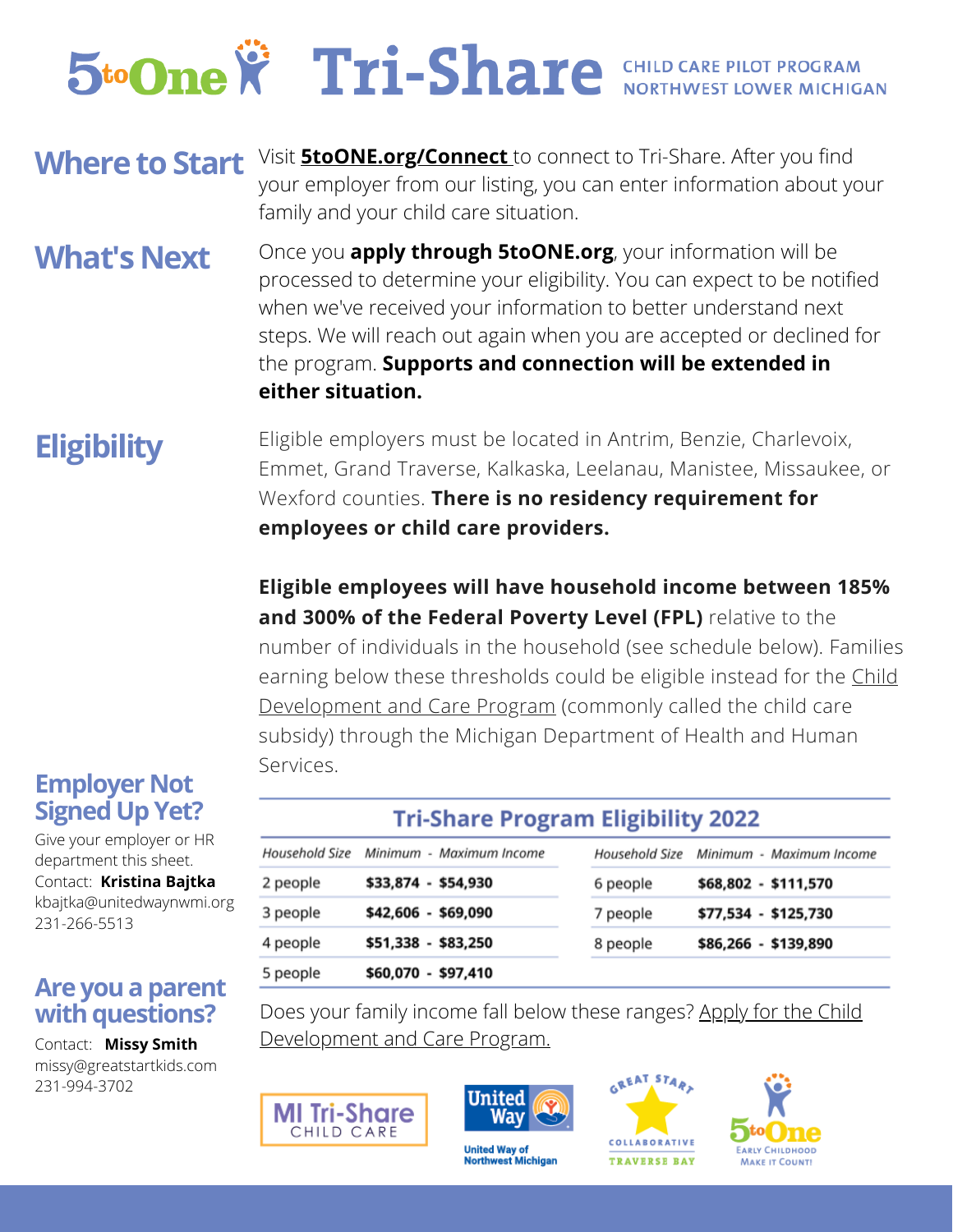# 5toOne Tri-Share CHILD CARE PILOT PROGRAM NORTHWEST LOWER MICHIGAN

## Where to Start

Visit **5toONE.org/Connect** to connect to Tri-Share. After you find your employer from our listing, you can enter information about your family and your child care situation.

## What's Next

Once you **apply through 5toONE.org**, your information will be processed to determine your eligibility. You can expect to be notified when we've received your information to better understand next steps. We will reach out again when you are accepted or declined for the program. **Supports and connection will be extended in either situation.**

## Eligibility

Eligible employers must be located in Antrim, Benzie, Charlevoix, Emmet, Grand Traverse, Kalkaska, Leelanau, Manistee, Missaukee, or Wexford counties. **There is no residency requirement for employees or child care providers.**

**Eligible employees will have household income between 185% and 300% of the Federal Poverty Level (FPL)** relative to the number of individuals in the household (see schedule below). Families earning below these thresholds could be eligible instead for the Child Development and Care Program (commonly called the child care subsidy) through the Michigan Department of Health and Human Services.

### Tri-Share Program Eligibility 2022

| *Household Size* | *Minimum - Maximum Income* | *Household Size* | *Minimum - Maximum Income* |
|---|---|---|---|
| 2 people | **$33,874 - $54,930** | 6 people | **$68,802 - $111,570** |
| 3 people | **$42,606 - $69,090** | 7 people | **$77,534 - $125,730** |
| 4 people | **$51,338 - $83,250** | 8 people | **$86,266 - $139,890** |
| 5 people | **$60,070 - $97,410** | | |

Does your family income fall below these ranges? Apply for the Child Development and Care Program.

## Employer Not Signed Up Yet?

Give your employer or HR department this sheet.
Contact: **Kristina Bajtka**
kbajtka@unitedwaynwmi.org
231-266-5513

## Are you a parent with questions?

Contact: **Missy Smith**
missy@greatstartkids.com
231-994-3702

MI Tri-Share CHILD CARE
United Way of Northwest Michigan
Great Start Collaborative Traverse Bay
5toOne Early Childhood Make It Count!